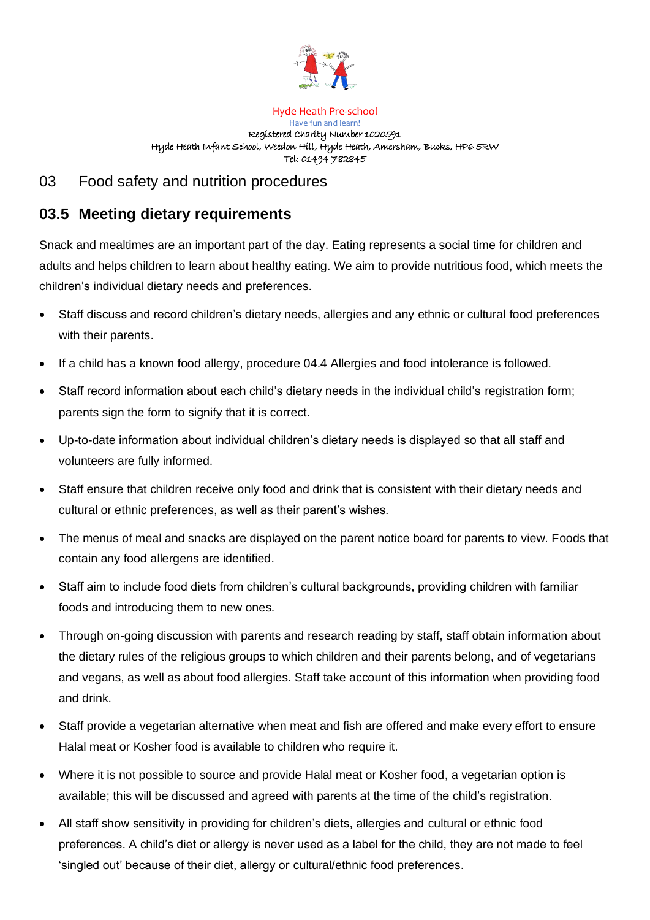Hyde Heath Pre-school
Have fun and learn!
Registered Charity Number 1020591
Hyde Heath Infant School, Weedon Hill, Hyde Heath, Amersham, Bucks, HP6 5RW
Tel: 01494 782845

# 03 Food safety and nutrition procedures

## 03.5 Meeting dietary requirements

Snack and mealtimes are an important part of the day. Eating represents a social time for children and adults and helps children to learn about healthy eating. We aim to provide nutritious food, which meets the children's individual dietary needs and preferences.

- Staff discuss and record children's dietary needs, allergies and any ethnic or cultural food preferences with their parents.
- If a child has a known food allergy, procedure 04.4 Allergies and food intolerance is followed.
- Staff record information about each child's dietary needs in the individual child's registration form; parents sign the form to signify that it is correct.
- Up-to-date information about individual children's dietary needs is displayed so that all staff and volunteers are fully informed.
- Staff ensure that children receive only food and drink that is consistent with their dietary needs and cultural or ethnic preferences, as well as their parent's wishes.
- The menus of meal and snacks are displayed on the parent notice board for parents to view. Foods that contain any food allergens are identified.
- Staff aim to include food diets from children's cultural backgrounds, providing children with familiar foods and introducing them to new ones.
- Through on-going discussion with parents and research reading by staff, staff obtain information about the dietary rules of the religious groups to which children and their parents belong, and of vegetarians and vegans, as well as about food allergies. Staff take account of this information when providing food and drink.
- Staff provide a vegetarian alternative when meat and fish are offered and make every effort to ensure Halal meat or Kosher food is available to children who require it.
- Where it is not possible to source and provide Halal meat or Kosher food, a vegetarian option is available; this will be discussed and agreed with parents at the time of the child's registration.
- All staff show sensitivity in providing for children's diets, allergies and cultural or ethnic food preferences. A child's diet or allergy is never used as a label for the child, they are not made to feel 'singled out' because of their diet, allergy or cultural/ethnic food preferences.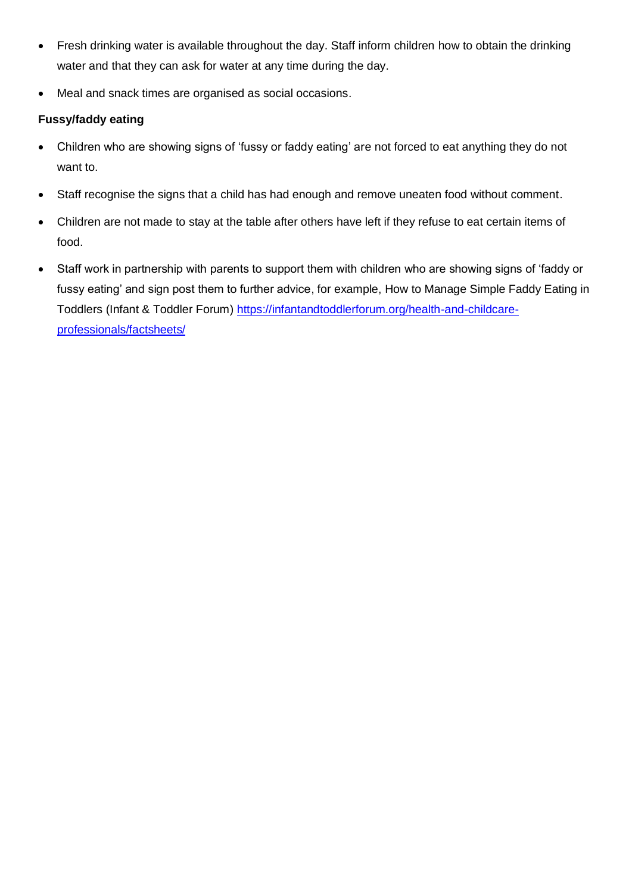- Fresh drinking water is available throughout the day. Staff inform children how to obtain the drinking water and that they can ask for water at any time during the day.
- Meal and snack times are organised as social occasions.

**Fussy/faddy eating**

- Children who are showing signs of 'fussy or faddy eating' are not forced to eat anything they do not want to.
- Staff recognise the signs that a child has had enough and remove uneaten food without comment.
- Children are not made to stay at the table after others have left if they refuse to eat certain items of food.
- Staff work in partnership with parents to support them with children who are showing signs of 'faddy or fussy eating' and sign post them to further advice, for example, How to Manage Simple Faddy Eating in Toddlers (Infant & Toddler Forum) [https://infantandtoddlerforum.org/health-and-childcare-professionals/factsheets/](https://infantandtoddlerforum.org/health-and-childcare-professionals/factsheets/)